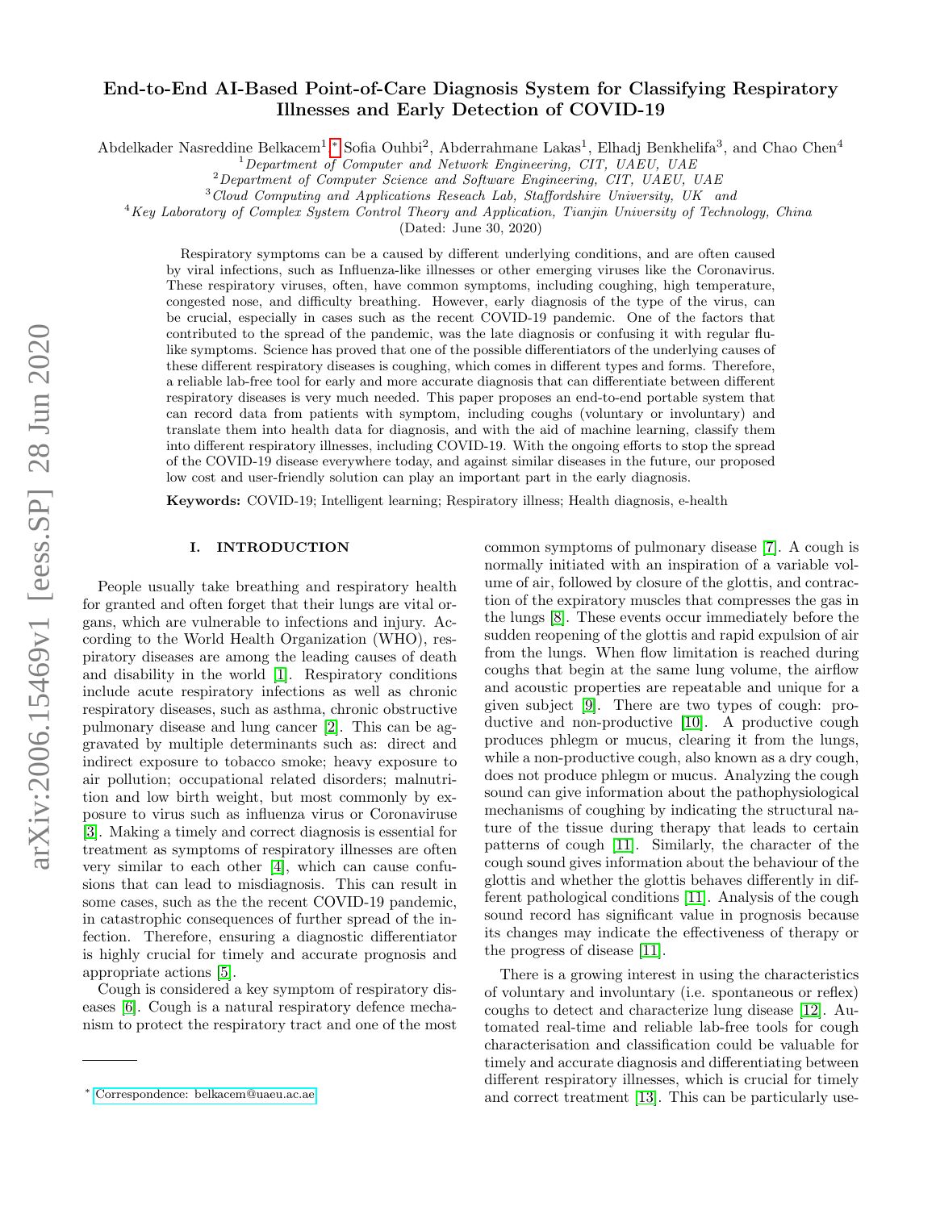# End-to-End AI-Based Point-of-Care Diagnosis System for Classifying Respiratory Illnesses and Early Detection of COVID-19

Abdelkader Nasreddine Belkacem[1,*] Sofia Ouhbi[2], Abderrahmane Lakas[1], Elhadj Benkhelifa[3], and Chao Chen[4]

[1] *Department of Computer and Network Engineering, CIT, UAEU, UAE*

[2] *Department of Computer Science and Software Engineering, CIT, UAEU, UAE*

[3] *Cloud Computing and Applications Reseach Lab, Staffordshire University, UK and*

[4] *Key Laboratory of Complex System Control Theory and Application, Tianjin University of Technology, China*

(Dated: June 30, 2020)

Respiratory symptoms can be a caused by different underlying conditions, and are often caused by viral infections, such as Influenza-like illnesses or other emerging viruses like the Coronavirus. These respiratory viruses, often, have common symptoms, including coughing, high temperature, congested nose, and difficulty breathing. However, early diagnosis of the type of the virus, can be crucial, especially in cases such as the recent COVID-19 pandemic. One of the factors that contributed to the spread of the pandemic, was the late diagnosis or confusing it with regular flu-like symptoms. Science has proved that one of the possible differentiators of the underlying causes of these different respiratory diseases is coughing, which comes in different types and forms. Therefore, a reliable lab-free tool for early and more accurate diagnosis that can differentiate between different respiratory diseases is very much needed. This paper proposes an end-to-end portable system that can record data from patients with symptom, including coughs (voluntary or involuntary) and translate them into health data for diagnosis, and with the aid of machine learning, classify them into different respiratory illnesses, including COVID-19. With the ongoing efforts to stop the spread of the COVID-19 disease everywhere today, and against similar diseases in the future, our proposed low cost and user-friendly solution can play an important part in the early diagnosis.

**Keywords:** COVID-19; Intelligent learning; Respiratory illness; Health diagnosis, e-health

## I. INTRODUCTION

People usually take breathing and respiratory health for granted and often forget that their lungs are vital organs, which are vulnerable to infections and injury. According to the World Health Organization (WHO), respiratory diseases are among the leading causes of death and disability in the world [1]. Respiratory conditions include acute respiratory infections as well as chronic respiratory diseases, such as asthma, chronic obstructive pulmonary disease and lung cancer [2]. This can be aggravated by multiple determinants such as: direct and indirect exposure to tobacco smoke; heavy exposure to air pollution; occupational related disorders; malnutrition and low birth weight, but most commonly by exposure to virus such as influenza virus or Coronaviruse [3]. Making a timely and correct diagnosis is essential for treatment as symptoms of respiratory illnesses are often very similar to each other [4], which can cause confusions that can lead to misdiagnosis. This can result in some cases, such as the the recent COVID-19 pandemic, in catastrophic consequences of further spread of the infection. Therefore, ensuring a diagnostic differentiator is highly crucial for timely and accurate prognosis and appropriate actions [5].

Cough is considered a key symptom of respiratory diseases [6]. Cough is a natural respiratory defence mechanism to protect the respiratory tract and one of the most common symptoms of pulmonary disease [7]. A cough is normally initiated with an inspiration of a variable volume of air, followed by closure of the glottis, and contraction of the expiratory muscles that compresses the gas in the lungs [8]. These events occur immediately before the sudden reopening of the glottis and rapid expulsion of air from the lungs. When flow limitation is reached during coughs that begin at the same lung volume, the airflow and acoustic properties are repeatable and unique for a given subject [9]. There are two types of cough: productive and non-productive [10]. A productive cough produces phlegm or mucus, clearing it from the lungs, while a non-productive cough, also known as a dry cough, does not produce phlegm or mucus. Analyzing the cough sound can give information about the pathophysiological mechanisms of coughing by indicating the structural nature of the tissue during therapy that leads to certain patterns of cough [11]. Similarly, the character of the cough sound gives information about the behaviour of the glottis and whether the glottis behaves differently in different pathological conditions [11]. Analysis of the cough sound record has significant value in prognosis because its changes may indicate the effectiveness of therapy or the progress of disease [11].

There is a growing interest in using the characteristics of voluntary and involuntary (i.e. spontaneous or reflex) coughs to detect and characterize lung disease [12]. Automated real-time and reliable lab-free tools for cough characterisation and classification could be valuable for timely and accurate diagnosis and differentiating between different respiratory illnesses, which is crucial for timely and correct treatment [13]. This can be particularly use-

* Correspondence: belkacem@uaeu.ac.ae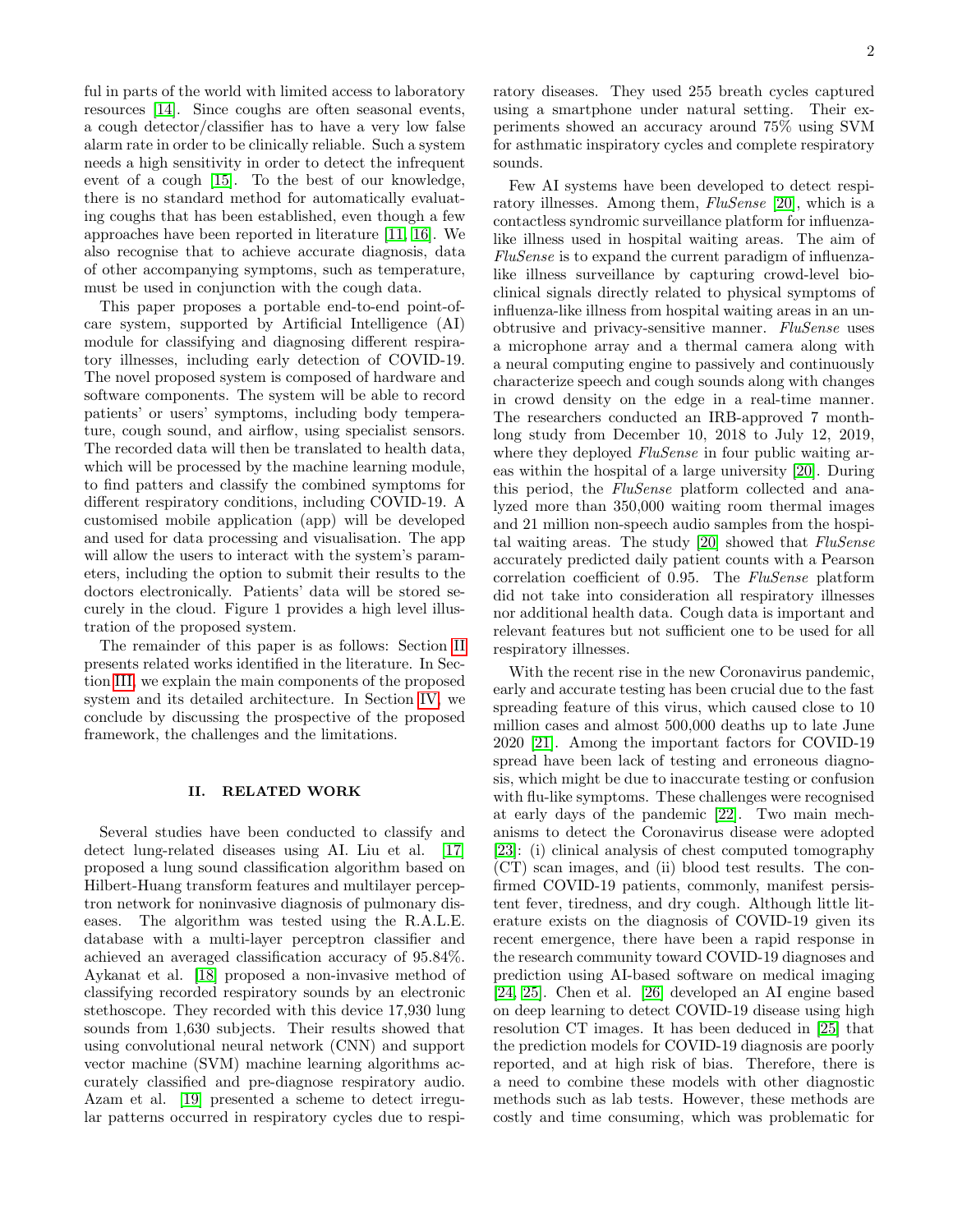ful in parts of the world with limited access to laboratory resources [14]. Since coughs are often seasonal events, a cough detector/classifier has to have a very low false alarm rate in order to be clinically reliable. Such a system needs a high sensitivity in order to detect the infrequent event of a cough [15]. To the best of our knowledge, there is no standard method for automatically evaluating coughs that has been established, even though a few approaches have been reported in literature [11, 16]. We also recognise that to achieve accurate diagnosis, data of other accompanying symptoms, such as temperature, must be used in conjunction with the cough data.

This paper proposes a portable end-to-end point-of-care system, supported by Artificial Intelligence (AI) module for classifying and diagnosing different respiratory illnesses, including early detection of COVID-19. The novel proposed system is composed of hardware and software components. The system will be able to record patients' or users' symptoms, including body temperature, cough sound, and airflow, using specialist sensors. The recorded data will then be translated to health data, which will be processed by the machine learning module, to find patters and classify the combined symptoms for different respiratory conditions, including COVID-19. A customised mobile application (app) will be developed and used for data processing and visualisation. The app will allow the users to interact with the system's parameters, including the option to submit their results to the doctors electronically. Patients' data will be stored securely in the cloud. Figure 1 provides a high level illustration of the proposed system.

The remainder of this paper is as follows: Section II presents related works identified in the literature. In Section III, we explain the main components of the proposed system and its detailed architecture. In Section IV, we conclude by discussing the prospective of the proposed framework, the challenges and the limitations.

## II. RELATED WORK

Several studies have been conducted to classify and detect lung-related diseases using AI. Liu et al. [17] proposed a lung sound classification algorithm based on Hilbert-Huang transform features and multilayer perceptron network for noninvasive diagnosis of pulmonary diseases. The algorithm was tested using the R.A.L.E. database with a multi-layer perceptron classifier and achieved an averaged classification accuracy of 95.84%. Aykanat et al. [18] proposed a non-invasive method of classifying recorded respiratory sounds by an electronic stethoscope. They recorded with this device 17,930 lung sounds from 1,630 subjects. Their results showed that using convolutional neural network (CNN) and support vector machine (SVM) machine learning algorithms accurately classified and pre-diagnose respiratory audio. Azam et al. [19] presented a scheme to detect irregular patterns occurred in respiratory cycles due to respiratory diseases. They used 255 breath cycles captured using a smartphone under natural setting. Their experiments showed an accuracy around 75% using SVM for asthmatic inspiratory cycles and complete respiratory sounds.

Few AI systems have been developed to detect respiratory illnesses. Among them, *FluSense* [20], which is a contactless syndromic surveillance platform for influenza-like illness used in hospital waiting areas. The aim of *FluSense* is to expand the current paradigm of influenza-like illness surveillance by capturing crowd-level bio-clinical signals directly related to physical symptoms of influenza-like illness from hospital waiting areas in an unobtrusive and privacy-sensitive manner. *FluSense* uses a microphone array and a thermal camera along with a neural computing engine to passively and continuously characterize speech and cough sounds along with changes in crowd density on the edge in a real-time manner. The researchers conducted an IRB-approved 7 month-long study from December 10, 2018 to July 12, 2019, where they deployed *FluSense* in four public waiting areas within the hospital of a large university [20]. During this period, the *FluSense* platform collected and analyzed more than 350,000 waiting room thermal images and 21 million non-speech audio samples from the hospital waiting areas. The study [20] showed that *FluSense* accurately predicted daily patient counts with a Pearson correlation coefficient of 0.95. The *FluSense* platform did not take into consideration all respiratory illnesses nor additional health data. Cough data is important and relevant features but not sufficient one to be used for all respiratory illnesses.

With the recent rise in the new Coronavirus pandemic, early and accurate testing has been crucial due to the fast spreading feature of this virus, which caused close to 10 million cases and almost 500,000 deaths up to late June 2020 [21]. Among the important factors for COVID-19 spread have been lack of testing and erroneous diagnosis, which might be due to inaccurate testing or confusion with flu-like symptoms. These challenges were recognised at early days of the pandemic [22]. Two main mechanisms to detect the Coronavirus disease were adopted [23]: (i) clinical analysis of chest computed tomography (CT) scan images, and (ii) blood test results. The confirmed COVID-19 patients, commonly, manifest persistent fever, tiredness, and dry cough. Although little literature exists on the diagnosis of COVID-19 given its recent emergence, there have been a rapid response in the research community toward COVID-19 diagnoses and prediction using AI-based software on medical imaging [24, 25]. Chen et al. [26] developed an AI engine based on deep learning to detect COVID-19 disease using high resolution CT images. It has been deduced in [25] that the prediction models for COVID-19 diagnosis are poorly reported, and at high risk of bias. Therefore, there is a need to combine these models with other diagnostic methods such as lab tests. However, these methods are costly and time consuming, which was problematic for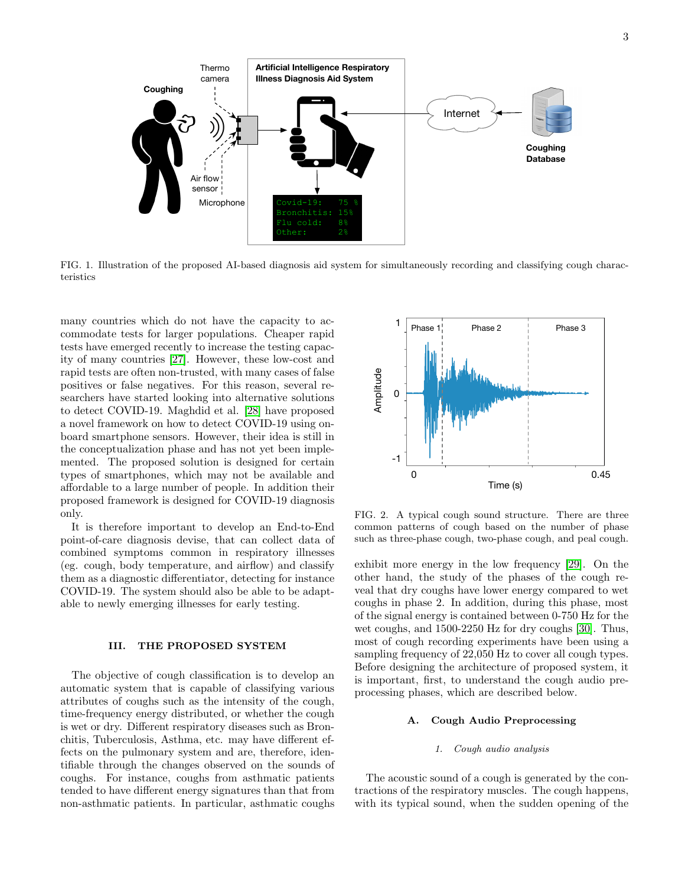FIG. 1. Illustration of the proposed AI-based diagnosis aid system for simultaneously recording and classifying cough characteristics

many countries which do not have the capacity to accommodate tests for larger populations. Cheaper rapid tests have emerged recently to increase the testing capacity of many countries [27]. However, these low-cost and rapid tests are often non-trusted, with many cases of false positives or false negatives. For this reason, several researchers have started looking into alternative solutions to detect COVID-19. Maghdid et al. [28] have proposed a novel framework on how to detect COVID-19 using onboard smartphone sensors. However, their idea is still in the conceptualization phase and has not yet been implemented. The proposed solution is designed for certain types of smartphones, which may not be available and affordable to a large number of people. In addition their proposed framework is designed for COVID-19 diagnosis only.

It is therefore important to develop an End-to-End point-of-care diagnosis devise, that can collect data of combined symptoms common in respiratory illnesses (eg. cough, body temperature, and airflow) and classify them as a diagnostic differentiator, detecting for instance COVID-19. The system should also be able to be adaptable to newly emerging illnesses for early testing.

## III. THE PROPOSED SYSTEM

The objective of cough classification is to develop an automatic system that is capable of classifying various attributes of coughs such as the intensity of the cough, time-frequency energy distributed, or whether the cough is wet or dry. Different respiratory diseases such as Bronchitis, Tuberculosis, Asthma, etc. may have different effects on the pulmonary system and are, therefore, identifiable through the changes observed on the sounds of coughs. For instance, coughs from asthmatic patients tended to have different energy signatures than that from non-asthmatic patients. In particular, asthmatic coughs exhibit more energy in the low frequency [29]. On the other hand, the study of the phases of the cough reveal that dry coughs have lower energy compared to wet coughs in phase 2. In addition, during this phase, most of the signal energy is contained between 0-750 Hz for the wet coughs, and 1500-2250 Hz for dry coughs [30]. Thus, most of cough recording experiments have been using a sampling frequency of 22,050 Hz to cover all cough types. Before designing the architecture of proposed system, it is important, first, to understand the cough audio preprocessing phases, which are described below.

FIG. 2. A typical cough sound structure. There are three common patterns of cough based on the number of phase such as three-phase cough, two-phase cough, and peal cough.

### A. Cough Audio Preprocessing

#### *1. Cough audio analysis*

The acoustic sound of a cough is generated by the contractions of the respiratory muscles. The cough happens, with its typical sound, when the sudden opening of the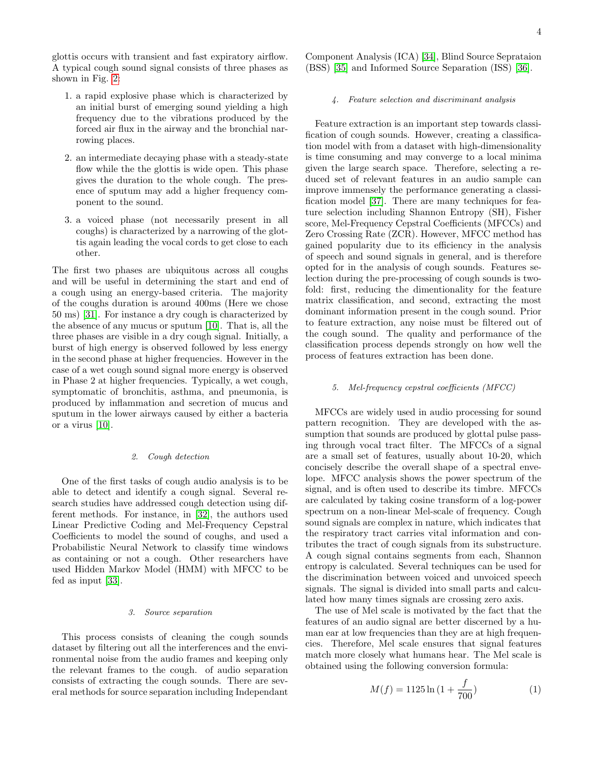glottis occurs with transient and fast expiratory airflow. A typical cough sound signal consists of three phases as shown in Fig. 2:

1. a rapid explosive phase which is characterized by an initial burst of emerging sound yielding a high frequency due to the vibrations produced by the forced air flux in the airway and the bronchial narrowing places.
2. an intermediate decaying phase with a steady-state flow while the the glottis is wide open. This phase gives the duration to the whole cough. The presence of sputum may add a higher frequency component to the sound.
3. a voiced phase (not necessarily present in all coughs) is characterized by a narrowing of the glottis again leading the vocal cords to get close to each other.

The first two phases are ubiquitous across all coughs and will be useful in determining the start and end of a cough using an energy-based criteria. The majority of the coughs duration is around 400ms (Here we chose 50 ms) [31]. For instance a dry cough is characterized by the absence of any mucus or sputum [10]. That is, all the three phases are visible in a dry cough signal. Initially, a burst of high energy is observed followed by less energy in the second phase at higher frequencies. However in the case of a wet cough sound signal more energy is observed in Phase 2 at higher frequencies. Typically, a wet cough, symptomatic of bronchitis, asthma, and pneumonia, is produced by inflammation and secretion of mucus and sputum in the lower airways caused by either a bacteria or a virus [10].

### 2. Cough detection

One of the first tasks of cough audio analysis is to be able to detect and identify a cough signal. Several research studies have addressed cough detection using different methods. For instance, in [32], the authors used Linear Predictive Coding and Mel-Frequency Cepstral Coefficients to model the sound of coughs, and used a Probabilistic Neural Network to classify time windows as containing or not a cough. Other researchers have used Hidden Markov Model (HMM) with MFCC to be fed as input [33].

### 3. Source separation

This process consists of cleaning the cough sounds dataset by filtering out all the interferences and the environmental noise from the audio frames and keeping only the relevant frames to the cough. of audio separation consists of extracting the cough sounds. There are several methods for source separation including Independant Component Analysis (ICA) [34], Blind Source Sepration (BSS) [35] and Informed Source Separation (ISS) [36].

### 4. Feature selection and discriminant analysis

Feature extraction is an important step towards classification of cough sounds. However, creating a classification model with from a dataset with high-dimensionality is time consuming and may converge to a local minima given the large search space. Therefore, selecting a reduced set of relevant features in an audio sample can improve immensely the performance generating a classification model [37]. There are many techniques for feature selection including Shannon Entropy (SH), Fisher score, Mel-Frequency Cepstral Coefficients (MFCCs) and Zero Crossing Rate (ZCR). However, MFCC method has gained popularity due to its efficiency in the analysis of speech and sound signals in general, and is therefore opted for in the analysis of cough sounds. Features selection during the pre-processing of cough sounds is twofold: first, reducing the dimentionality for the feature matrix classification, and second, extracting the most dominant information present in the cough sound. Prior to feature extraction, any noise must be filtered out of the cough sound. The quality and performance of the classification process depends strongly on how well the process of features extraction has been done.

### 5. Mel-frequency cepstral coefficients (MFCC)

MFCCs are widely used in audio processing for sound pattern recognition. They are developed with the assumption that sounds are produced by glottal pulse passing through vocal tract filter. The MFCCs of a signal are a small set of features, usually about 10-20, which concisely describe the overall shape of a spectral envelope. MFCC analysis shows the power spectrum of the signal, and is often used to describe its timbre. MFCCs are calculated by taking cosine transform of a log-power spectrum on a non-linear Mel-scale of frequency. Cough sound signals are complex in nature, which indicates that the respiratory tract carries vital information and contributes the tract of cough signals from its substructure. A cough signal contains segments from each, Shannon entropy is calculated. Several techniques can be used for the discrimination between voiced and unvoiced speech signals. The signal is divided into small parts and calculated how many times signals are crossing zero axis.

The use of Mel scale is motivated by the fact that the features of an audio signal are better discerned by a human ear at low frequencies than they are at high frequencies. Therefore, Mel scale ensures that signal features match more closely what humans hear. The Mel scale is obtained using the following conversion formula:

$$M(f) = 1125 \ln{(1 + \frac{f}{700})} \tag{1}$$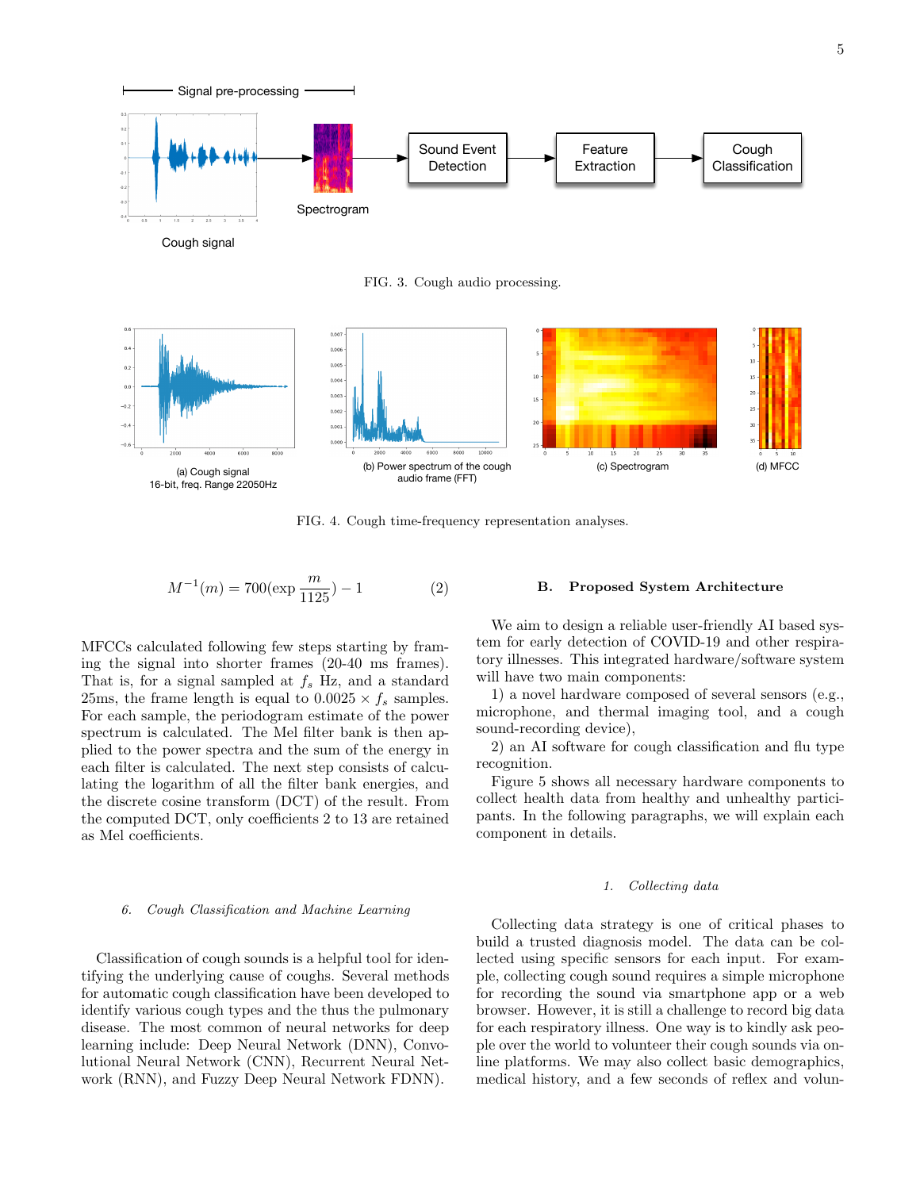FIG. 3. Cough audio processing.

FIG. 4. Cough time-frequency representation analyses.

$$M^{-1}(m) = 700(\exp\frac{m}{1125}) - 1 \tag{2}$$

MFCCs calculated following few steps starting by framing the signal into shorter frames (20-40 ms frames). That is, for a signal sampled at $f_s$ Hz, and a standard 25ms, the frame length is equal to $0.0025 \times f_s$ samples. For each sample, the periodogram estimate of the power spectrum is calculated. The Mel filter bank is then applied to the power spectra and the sum of the energy in each filter is calculated. The next step consists of calculating the logarithm of all the filter bank energies, and the discrete cosine transform (DCT) of the result. From the computed DCT, only coefficients 2 to 13 are retained as Mel coefficients.

#### 6. *Cough Classification and Machine Learning*

Classification of cough sounds is a helpful tool for identifying the underlying cause of coughs. Several methods for automatic cough classification have been developed to identify various cough types and the thus the pulmonary disease. The most common of neural networks for deep learning include: Deep Neural Network (DNN), Convolutional Neural Network (CNN), Recurrent Neural Network (RNN), and Fuzzy Deep Neural Network FDNN).

### B. Proposed System Architecture

We aim to design a reliable user-friendly AI based system for early detection of COVID-19 and other respiratory illnesses. This integrated hardware/software system will have two main components:

1) a novel hardware composed of several sensors (e.g., microphone, and thermal imaging tool, and a cough sound-recording device),

2) an AI software for cough classification and flu type recognition.

Figure 5 shows all necessary hardware components to collect health data from healthy and unhealthy participants. In the following paragraphs, we will explain each component in details.

#### 1. *Collecting data*

Collecting data strategy is one of critical phases to build a trusted diagnosis model. The data can be collected using specific sensors for each input. For example, collecting cough sound requires a simple microphone for recording the sound via smartphone app or a web browser. However, it is still a challenge to record big data for each respiratory illness. One way is to kindly ask people over the world to volunteer their cough sounds via online platforms. We may also collect basic demographics, medical history, and a few seconds of reflex and volun-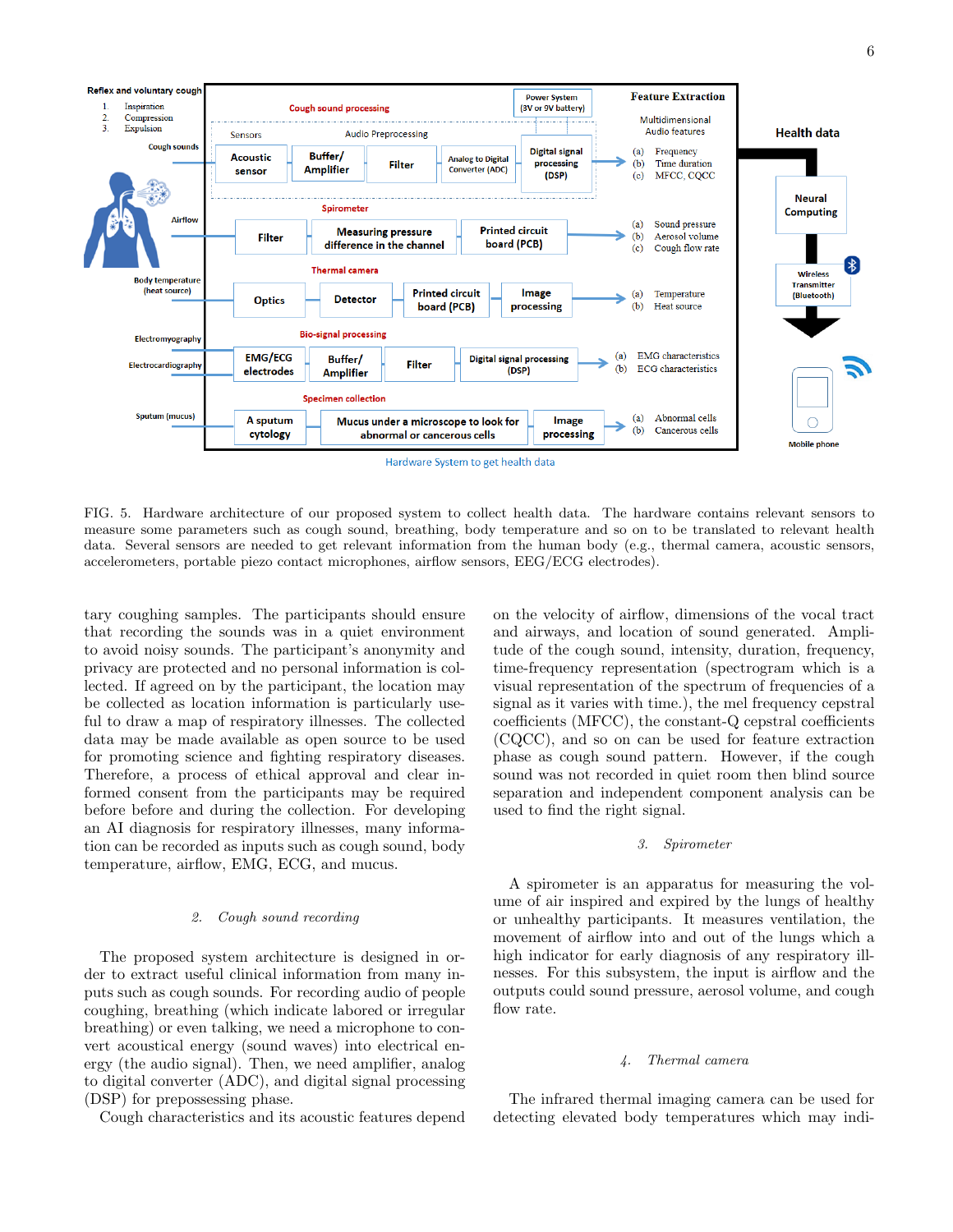FIG. 5. Hardware architecture of our proposed system to collect health data. The hardware contains relevant sensors to measure some parameters such as cough sound, breathing, body temperature and so on to be translated to relevant health data. Several sensors are needed to get relevant information from the human body (e.g., thermal camera, acoustic sensors, accelerometers, portable piezo contact microphones, airflow sensors, EEG/ECG electrodes).

tary coughing samples. The participants should ensure that recording the sounds was in a quiet environment to avoid noisy sounds. The participant's anonymity and privacy are protected and no personal information is collected. If agreed on by the participant, the location may be collected as location information is particularly useful to draw a map of respiratory illnesses. The collected data may be made available as open source to be used for promoting science and fighting respiratory diseases. Therefore, a process of ethical approval and clear informed consent from the participants may be required before before and during the collection. For developing an AI diagnosis for respiratory illnesses, many information can be recorded as inputs such as cough sound, body temperature, airflow, EMG, ECG, and mucus.

### 2. *Cough sound recording*

The proposed system architecture is designed in order to extract useful clinical information from many inputs such as cough sounds. For recording audio of people coughing, breathing (which indicate labored or irregular breathing) or even talking, we need a microphone to convert acoustical energy (sound waves) into electrical energy (the audio signal). Then, we need amplifier, analog to digital converter (ADC), and digital signal processing (DSP) for prepossessing phase.

Cough characteristics and its acoustic features depend on the velocity of airflow, dimensions of the vocal tract and airways, and location of sound generated. Amplitude of the cough sound, intensity, duration, frequency, time-frequency representation (spectrogram which is a visual representation of the spectrum of frequencies of a signal as it varies with time.), the mel frequency cepstral coefficients (MFCC), the constant-Q cepstral coefficients (CQCC), and so on can be used for feature extraction phase as cough sound pattern. However, if the cough sound was not recorded in quiet room then blind source separation and independent component analysis can be used to find the right signal.

### 3. *Spirometer*

A spirometer is an apparatus for measuring the volume of air inspired and expired by the lungs of healthy or unhealthy participants. It measures ventilation, the movement of airflow into and out of the lungs which a high indicator for early diagnosis of any respiratory illnesses. For this subsystem, the input is airflow and the outputs could sound pressure, aerosol volume, and cough flow rate.

### 4. *Thermal camera*

The infrared thermal imaging camera can be used for detecting elevated body temperatures which may indi-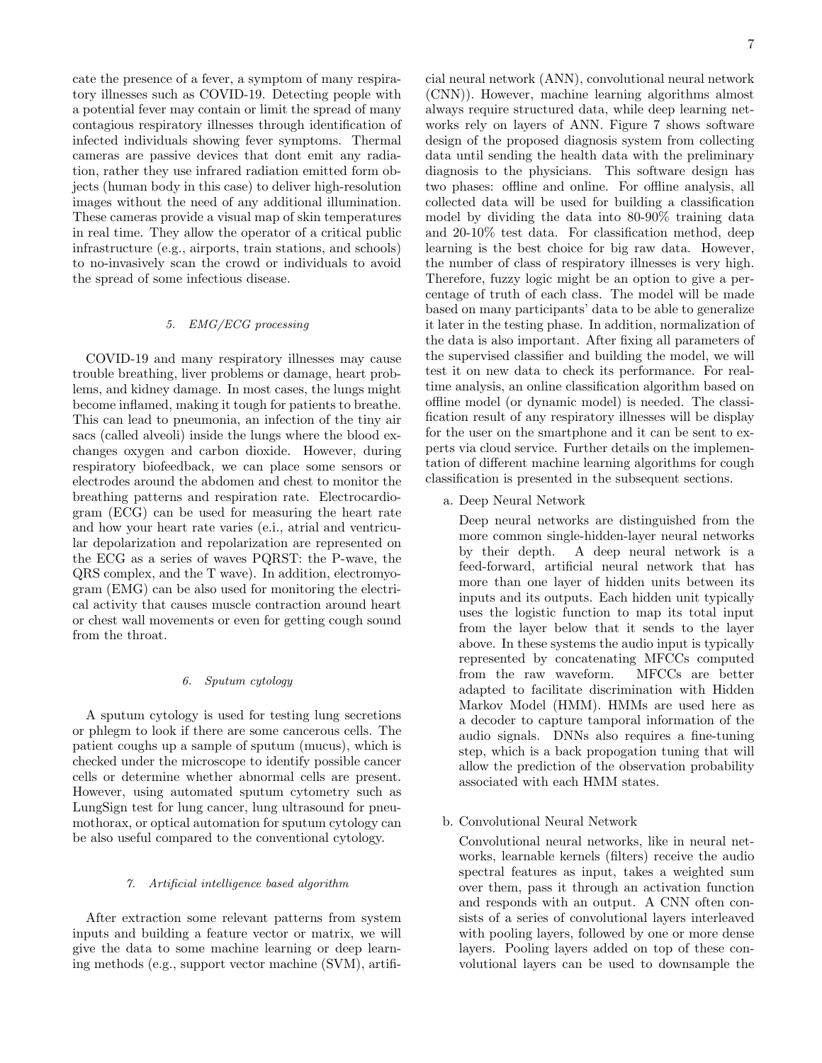cate the presence of a fever, a symptom of many respiratory illnesses such as COVID-19. Detecting people with a potential fever may contain or limit the spread of many contagious respiratory illnesses through identification of infected individuals showing fever symptoms. Thermal cameras are passive devices that dont emit any radiation, rather they use infrared radiation emitted form objects (human body in this case) to deliver high-resolution images without the need of any additional illumination. These cameras provide a visual map of skin temperatures in real time. They allow the operator of a critical public infrastructure (e.g., airports, train stations, and schools) to no-invasively scan the crowd or individuals to avoid the spread of some infectious disease.

### *5. EMG/ECG processing*

COVID-19 and many respiratory illnesses may cause trouble breathing, liver problems or damage, heart problems, and kidney damage. In most cases, the lungs might become inflamed, making it tough for patients to breathe. This can lead to pneumonia, an infection of the tiny air sacs (called alveoli) inside the lungs where the blood exchanges oxygen and carbon dioxide. However, during respiratory biofeedback, we can place some sensors or electrodes around the abdomen and chest to monitor the breathing patterns and respiration rate. Electrocardiogram (ECG) can be used for measuring the heart rate and how your heart rate varies (i.e., atrial and ventricular depolarization and repolarization are represented on the ECG as a series of waves PQRST: the P-wave, the QRS complex, and the T wave). In addition, electromyogram (EMG) can be also used for monitoring the electrical activity that causes muscle contraction around heart or chest wall movements or even for getting cough sound from the throat.

### *6. Sputum cytology*

A sputum cytology is used for testing lung secretions or phlegm to look if there are some cancerous cells. The patient coughs up a sample of sputum (mucus), which is checked under the microscope to identify possible cancer cells or determine whether abnormal cells are present. However, using automated sputum cytometry such as LungSign test for lung cancer, lung ultrasound for pneumothorax, or optical automation for sputum cytology can be also useful compared to the conventional cytology.

### *7. Artificial intelligence based algorithm*

After extraction some relevant patterns from system inputs and building a feature vector or matrix, we will give the data to some machine learning or deep learning methods (e.g., support vector machine (SVM), artificial neural network (ANN), convolutional neural network (CNN)). However, machine learning algorithms almost always require structured data, while deep learning networks rely on layers of ANN. Figure 7 shows software design of the proposed diagnosis system from collecting data until sending the health data with the preliminary diagnosis to the physicians. This software design has two phases: offline and online. For offline analysis, all collected data will be used for building a classification model by dividing the data into 80-90% training data and 20-10% test data. For classification method, deep learning is the best choice for big raw data. However, the number of class of respiratory illnesses is very high. Therefore, fuzzy logic might be an option to give a percentage of truth of each class. The model will be made based on many participants' data to be able to generalize it later in the testing phase. In addition, normalization of the data is also important. After fixing all parameters of the supervised classifier and building the model, we will test it on new data to check its performance. For real-time analysis, an online classification algorithm based on offline model (or dynamic model) is needed. The classification result of any respiratory illnesses will be display for the user on the smartphone and it can be sent to experts via cloud service. Further details on the implementation of different machine learning algorithms for cough classification is presented in the subsequent sections.

a. Deep Neural Network

   Deep neural networks are distinguished from the more common single-hidden-layer neural networks by their depth. A deep neural network is a feed-forward, artificial neural network that has more than one layer of hidden units between its inputs and its outputs. Each hidden unit typically uses the logistic function to map its total input from the layer below that it sends to the layer above. In these systems the audio input is typically represented by concatenating MFCCs computed from the raw waveform. MFCCs are better adapted to facilitate discrimination with Hidden Markov Model (HMM). HMMs are used here as a decoder to capture tamporal information of the audio signals. DNNs also requires a fine-tuning step, which is a back propogation tuning that will allow the prediction of the observation probability associated with each HMM states.

b. Convolutional Neural Network

   Convolutional neural networks, like in neural networks, learnable kernels (filters) receive the audio spectral features as input, takes a weighted sum over them, pass it through an activation function and responds with an output. A CNN often consists of a series of convolutional layers interleaved with pooling layers, followed by one or more dense layers. Pooling layers added on top of these convolutional layers can be used to downsample the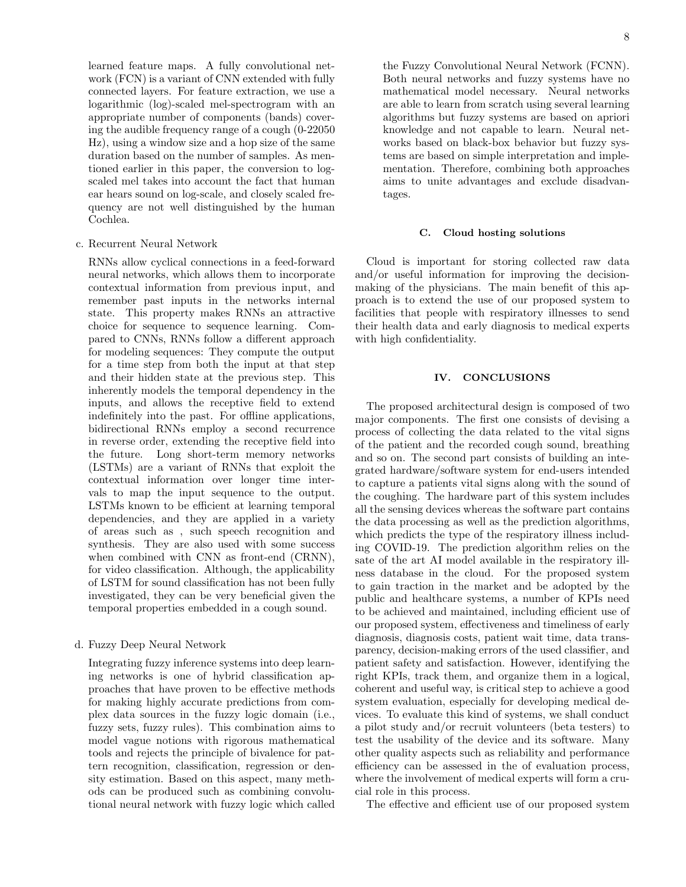learned feature maps. A fully convolutional network (FCN) is a variant of CNN extended with fully connected layers. For feature extraction, we use a logarithmic (log)-scaled mel-spectrogram with an appropriate number of components (bands) covering the audible frequency range of a cough (0-22050 Hz), using a window size and a hop size of the same duration based on the number of samples. As mentioned earlier in this paper, the conversion to log-scaled mel takes into account the fact that human ear hears sound on log-scale, and closely scaled frequency are not well distinguished by the human Cochlea.

c. Recurrent Neural Network

RNNs allow cyclical connections in a feed-forward neural networks, which allows them to incorporate contextual information from previous input, and remember past inputs in the networks internal state. This property makes RNNs an attractive choice for sequence to sequence learning. Compared to CNNs, RNNs follow a different approach for modeling sequences: They compute the output for a time step from both the input at that step and their hidden state at the previous step. This inherently models the temporal dependency in the inputs, and allows the receptive field to extend indefinitely into the past. For offline applications, bidirectional RNNs employ a second recurrence in reverse order, extending the receptive field into the future. Long short-term memory networks (LSTMs) are a variant of RNNs that exploit the contextual information over longer time intervals to map the input sequence to the output. LSTMs known to be efficient at learning temporal dependencies, and they are applied in a variety of areas such as , such speech recognition and synthesis. They are also used with some success when combined with CNN as front-end (CRNN), for video classification. Although, the applicability of LSTM for sound classification has not been fully investigated, they can be very beneficial given the temporal properties embedded in a cough sound.

d. Fuzzy Deep Neural Network

Integrating fuzzy inference systems into deep learning networks is one of hybrid classification approaches that have proven to be effective methods for making highly accurate predictions from complex data sources in the fuzzy logic domain (i.e., fuzzy sets, fuzzy rules). This combination aims to model vague notions with rigorous mathematical tools and rejects the principle of bivalence for pattern recognition, classification, regression or density estimation. Based on this aspect, many methods can be produced such as combining convolutional neural network with fuzzy logic which called the Fuzzy Convolutional Neural Network (FCNN). Both neural networks and fuzzy systems have no mathematical model necessary. Neural networks are able to learn from scratch using several learning algorithms but fuzzy systems are based on apriori knowledge and not capable to learn. Neural networks based on black-box behavior but fuzzy systems are based on simple interpretation and implementation. Therefore, combining both approaches aims to unite advantages and exclude disadvantages.

### C. Cloud hosting solutions

Cloud is important for storing collected raw data and/or useful information for improving the decision-making of the physicians. The main benefit of this approach is to extend the use of our proposed system to facilities that people with respiratory illnesses to send their health data and early diagnosis to medical experts with high confidentiality.

## IV. CONCLUSIONS

The proposed architectural design is composed of two major components. The first one consists of devising a process of collecting the data related to the vital signs of the patient and the recorded cough sound, breathing and so on. The second part consists of building an integrated hardware/software system for end-users intended to capture a patients vital signs along with the sound of the coughing. The hardware part of this system includes all the sensing devices whereas the software part contains the data processing as well as the prediction algorithms, which predicts the type of the respiratory illness including COVID-19. The prediction algorithm relies on the sate of the art AI model available in the respiratory illness database in the cloud. For the proposed system to gain traction in the market and be adopted by the public and healthcare systems, a number of KPIs need to be achieved and maintained, including efficient use of our proposed system, effectiveness and timeliness of early diagnosis, diagnosis costs, patient wait time, data transparency, decision-making errors of the used classifier, and patient safety and satisfaction. However, identifying the right KPIs, track them, and organize them in a logical, coherent and useful way, is critical step to achieve a good system evaluation, especially for developing medical devices. To evaluate this kind of systems, we shall conduct a pilot study and/or recruit volunteers (beta testers) to test the usability of the device and its software. Many other quality aspects such as reliability and performance efficiency can be assessed in the of evaluation process, where the involvement of medical experts will form a crucial role in this process.

The effective and efficient use of our proposed system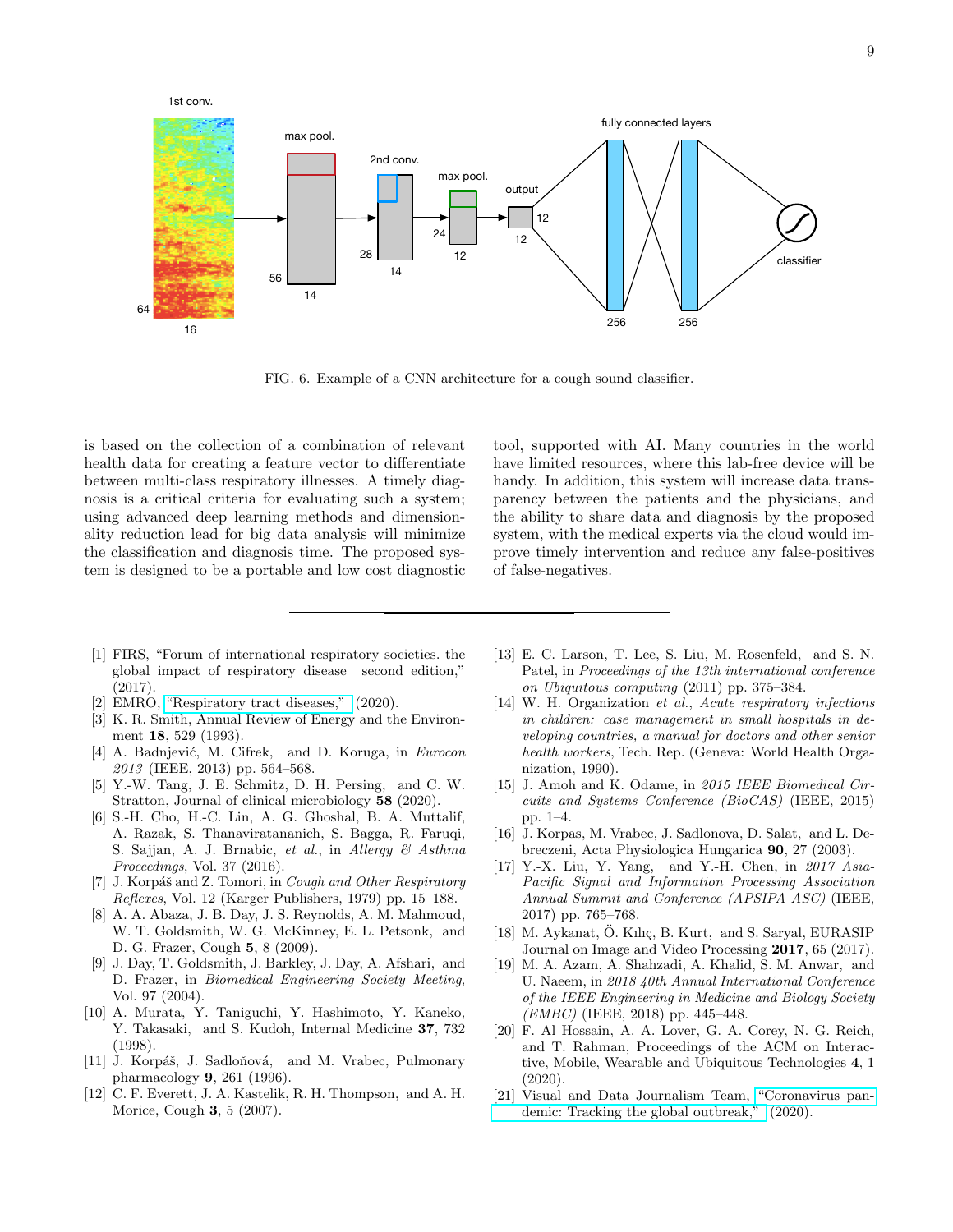FIG. 6. Example of a CNN architecture for a cough sound classifier.

is based on the collection of a combination of relevant health data for creating a feature vector to differentiate between multi-class respiratory illnesses. A timely diagnosis is a critical criteria for evaluating such a system; using advanced deep learning methods and dimensionality reduction lead for big data analysis will minimize the classification and diagnosis time. The proposed system is designed to be a portable and low cost diagnostic tool, supported with AI. Many countries in the world have limited resources, where this lab-free device will be handy. In addition, this system will increase data transparency between the patients and the physicians, and the ability to share data and diagnosis by the proposed system, with the medical experts via the cloud would improve timely intervention and reduce any false-positives of false-negatives.

---

[1] FIRS, "Forum of international respiratory societies. the global impact of respiratory disease second edition," (2017).

[2] EMRO, "Respiratory tract diseases," (2020).

[3] K. R. Smith, Annual Review of Energy and the Environment **18**, 529 (1993).

[4] A. Badnjević, M. Cifrek, and D. Koruga, in *Eurocon 2013* (IEEE, 2013) pp. 564–568.

[5] Y.-W. Tang, J. E. Schmitz, D. H. Persing, and C. W. Stratton, Journal of clinical microbiology **58** (2020).

[6] S.-H. Cho, H.-C. Lin, A. G. Ghoshal, B. A. Muttalif, A. Razak, S. Thanaviratananich, S. Bagga, R. Faruqi, S. Sajjan, A. J. Brnabic, *et al.*, in *Allergy & Asthma Proceedings*, Vol. 37 (2016).

[7] J. Korpáš and Z. Tomori, in *Cough and Other Respiratory Reflexes*, Vol. 12 (Karger Publishers, 1979) pp. 15–188.

[8] A. A. Abaza, J. B. Day, J. S. Reynolds, A. M. Mahmoud, W. T. Goldsmith, W. G. McKinney, E. L. Petsonk, and D. G. Frazer, Cough **5**, 8 (2009).

[9] J. Day, T. Goldsmith, J. Barkley, J. Day, A. Afshari, and D. Frazer, in *Biomedical Engineering Society Meeting*, Vol. 97 (2004).

[10] A. Murata, Y. Taniguchi, Y. Hashimoto, Y. Kaneko, Y. Takasaki, and S. Kudoh, Internal Medicine **37**, 732 (1998).

[11] J. Korpáš, J. Sadloňová, and M. Vrabec, Pulmonary pharmacology **9**, 261 (1996).

[12] C. F. Everett, J. A. Kastelik, R. H. Thompson, and A. H. Morice, Cough **3**, 5 (2007).

[13] E. C. Larson, T. Lee, S. Liu, M. Rosenfeld, and S. N. Patel, in *Proceedings of the 13th international conference on Ubiquitous computing* (2011) pp. 375–384.

[14] W. H. Organization *et al.*, *Acute respiratory infections in children: case management in small hospitals in developing countries, a manual for doctors and other senior health workers*, Tech. Rep. (Geneva: World Health Organization, 1990).

[15] J. Amoh and K. Odame, in *2015 IEEE Biomedical Circuits and Systems Conference (BioCAS)* (IEEE, 2015) pp. 1–4.

[16] J. Korpas, M. Vrabec, J. Sadlonova, D. Salat, and L. Debreczeni, Acta Physiologica Hungarica **90**, 27 (2003).

[17] Y.-X. Liu, Y. Yang, and Y.-H. Chen, in *2017 Asia-Pacific Signal and Information Processing Association Annual Summit and Conference (APSIPA ASC)* (IEEE, 2017) pp. 765–768.

[18] M. Aykanat, Ö. Kılıç, B. Kurt, and S. Saryal, EURASIP Journal on Image and Video Processing **2017**, 65 (2017).

[19] M. A. Azam, A. Shahzadi, A. Khalid, S. M. Anwar, and U. Naeem, in *2018 40th Annual International Conference of the IEEE Engineering in Medicine and Biology Society (EMBC)* (IEEE, 2018) pp. 445–448.

[20] F. Al Hossain, A. A. Lover, G. A. Corey, N. G. Reich, and T. Rahman, Proceedings of the ACM on Interactive, Mobile, Wearable and Ubiquitous Technologies **4**, 1 (2020).

[21] Visual and Data Journalism Team, "Coronavirus pandemic: Tracking the global outbreak," (2020).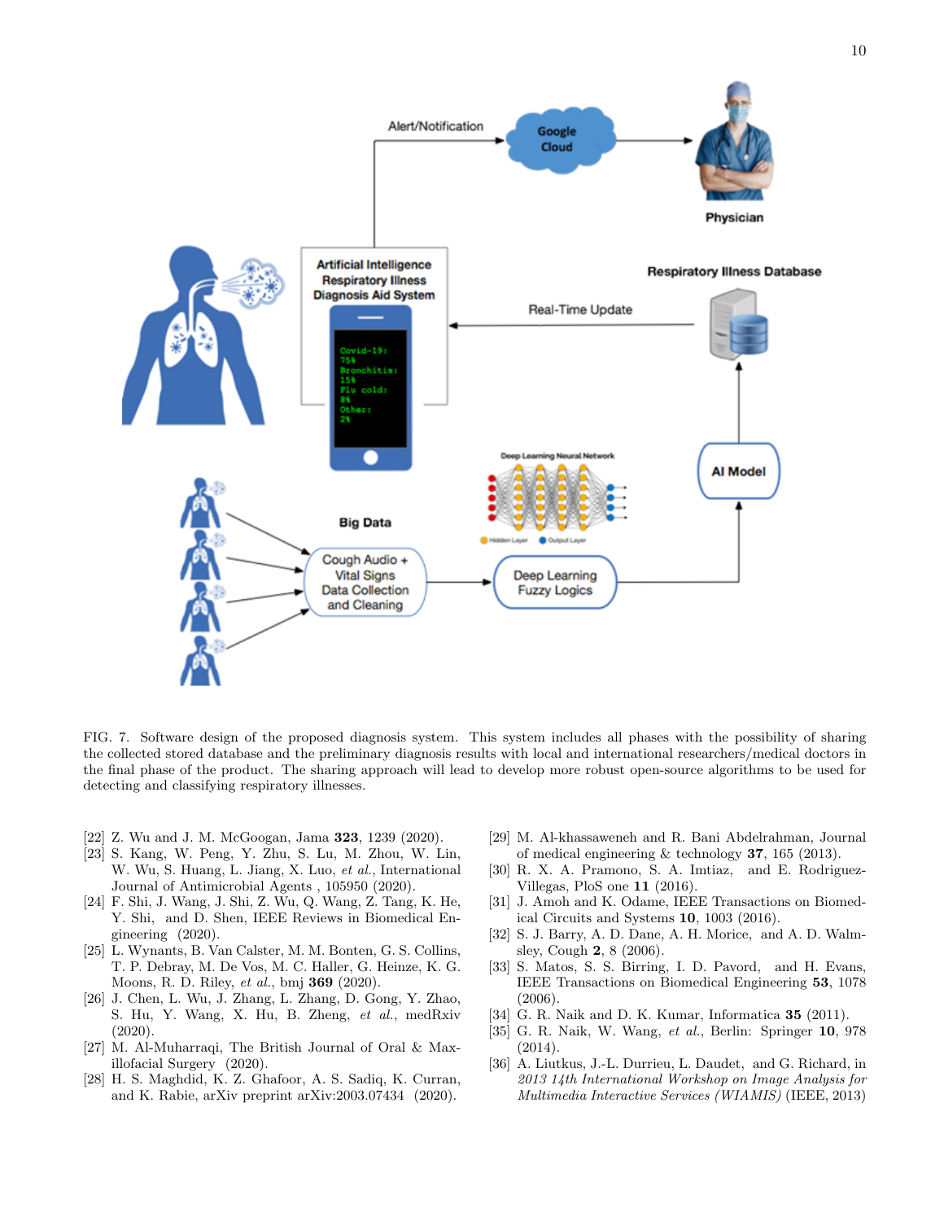FIG. 7. Software design of the proposed diagnosis system. This system includes all phases with the possibility of sharing the collected stored database and the preliminary diagnosis results with local and international researchers/medical doctors in the final phase of the product. The sharing approach will lead to develop more robust open-source algorithms to be used for detecting and classifying respiratory illnesses.

[22] Z. Wu and J. M. McGoogan, Jama **323**, 1239 (2020).
[23] S. Kang, W. Peng, Y. Zhu, S. Lu, M. Zhou, W. Lin, W. Wu, S. Huang, L. Jiang, X. Luo, *et al.*, International Journal of Antimicrobial Agents , 105950 (2020).
[24] F. Shi, J. Wang, J. Shi, Z. Wu, Q. Wang, Z. Tang, K. He, Y. Shi, and D. Shen, IEEE Reviews in Biomedical Engineering (2020).
[25] L. Wynants, B. Van Calster, M. M. Bonten, G. S. Collins, T. P. Debray, M. De Vos, M. C. Haller, G. Heinze, K. G. Moons, R. D. Riley, *et al.*, bmj **369** (2020).
[26] J. Chen, L. Wu, J. Zhang, L. Zhang, D. Gong, Y. Zhao, S. Hu, Y. Wang, X. Hu, B. Zheng, *et al.*, medRxiv (2020).
[27] M. Al-Muharraqi, The British Journal of Oral & Maxillofacial Surgery (2020).
[28] H. S. Maghdid, K. Z. Ghafoor, A. S. Sadiq, K. Curran, and K. Rabie, arXiv preprint arXiv:2003.07434 (2020).
[29] M. Al-khassaweneh and R. Bani Abdelrahman, Journal of medical engineering & technology **37**, 165 (2013).
[30] R. X. A. Pramono, S. A. Imtiaz, and E. Rodriguez-Villegas, PloS one **11** (2016).
[31] J. Amoh and K. Odame, IEEE Transactions on Biomedical Circuits and Systems **10**, 1003 (2016).
[32] S. J. Barry, A. D. Dane, A. H. Morice, and A. D. Walmsley, Cough **2**, 8 (2006).
[33] S. Matos, S. S. Birring, I. D. Pavord, and H. Evans, IEEE Transactions on Biomedical Engineering **53**, 1078 (2006).
[34] G. R. Naik and D. K. Kumar, Informatica **35** (2011).
[35] G. R. Naik, W. Wang, *et al.*, Berlin: Springer **10**, 978 (2014).
[36] A. Liutkus, J.-L. Durrieu, L. Daudet, and G. Richard, in *2013 14th International Workshop on Image Analysis for Multimedia Interactive Services (WIAMIS)* (IEEE, 2013)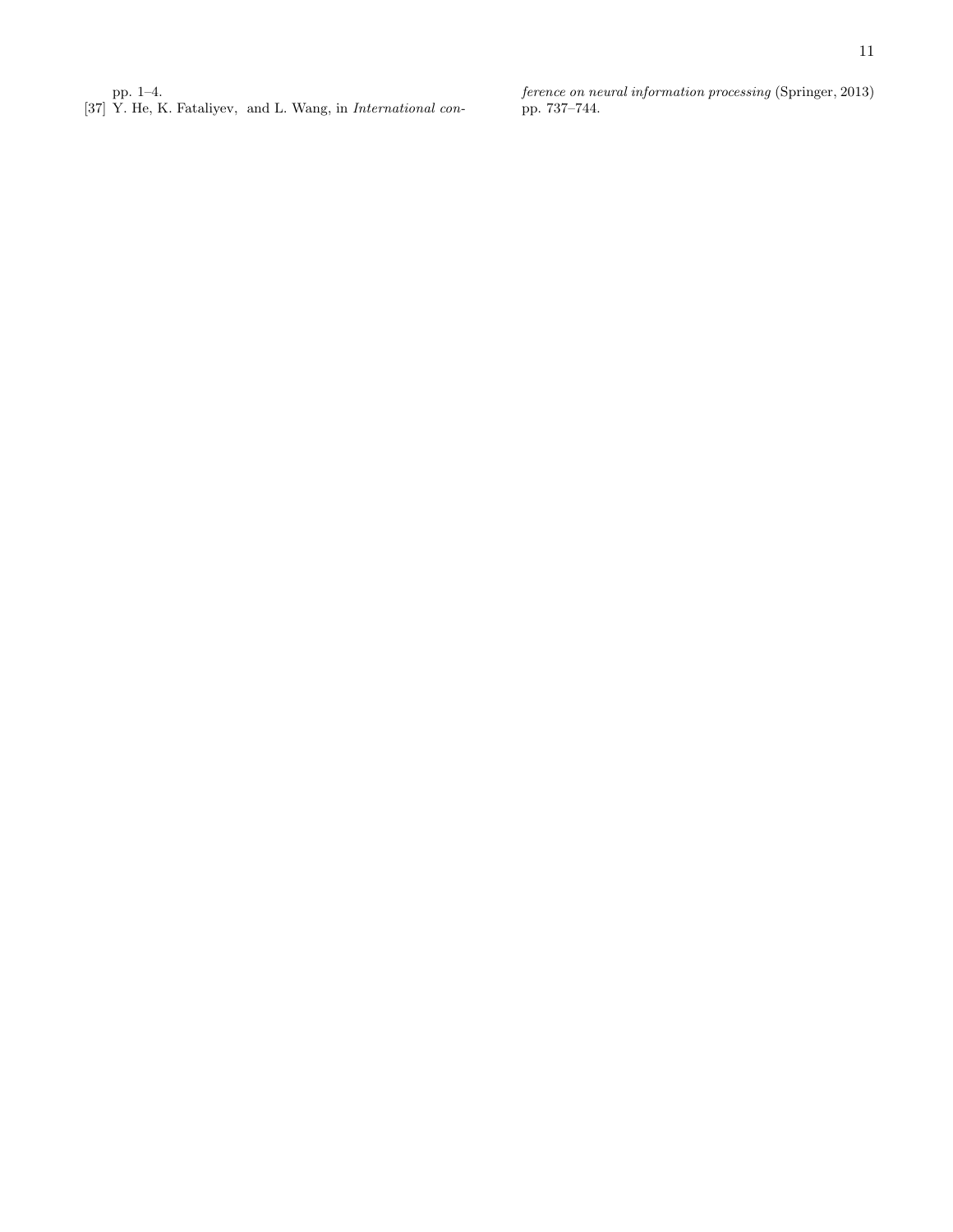pp. 1–4.

[37] Y. He, K. Fataliyev, and L. Wang, in *International conference on neural information processing* (Springer, 2013) pp. 737–744.